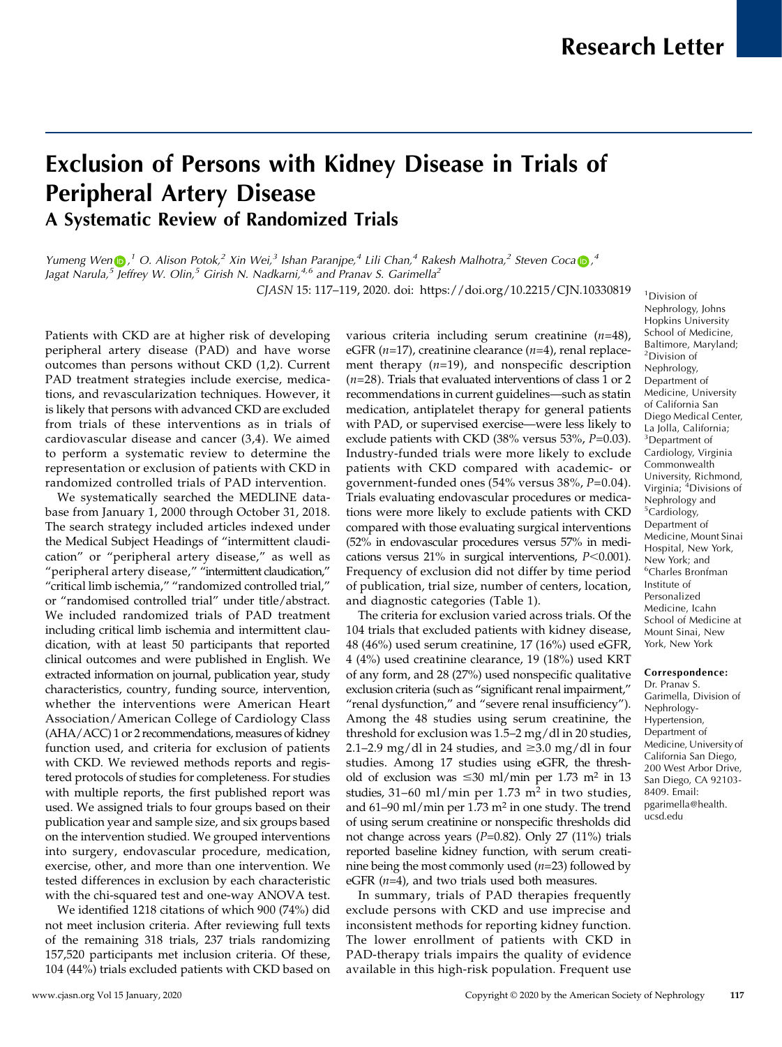Research Letter

# Exclusion of Persons with Kidney Disease in Trials of Peripheral Artery Disease

## A Systematic Review of Randomized Trials

*Yumeng Wen*,[1] *O. Alison Potok*,[2] *Xin Wei*,[3] *Ishan Paranjpe*,[4] *Lili Chan*,[4] *Rakesh Malhotra*,[2] *Steven Coca*,[4] *Jagat Narula*,[5] *Jeffrey W. Olin*,[5] *Girish N. Nadkarni*,[4,6] *and Pranav S. Garimella*[2]

*CJASN* 15: 117–119, 2020. doi: https://doi.org/10.2215/CJN.10330819

[1]Division of Nephrology, Johns Hopkins University School of Medicine, Baltimore, Maryland; [2]Division of Nephrology, Department of Medicine, University of California San Diego Medical Center, La Jolla, California; [3]Department of Cardiology, Virginia Commonwealth University, Richmond, Virginia; [4]Divisions of Nephrology and [5]Cardiology, Department of Medicine, Mount Sinai Hospital, New York, New York; and [6]Charles Bronfman Institute of Personalized Medicine, Icahn School of Medicine at Mount Sinai, New York, New York

**Correspondence:** Dr. Pranav S. Garimella, Division of Nephrology-Hypertension, Department of Medicine, University of California San Diego, 200 West Arbor Drive, San Diego, CA 92103-8409. Email: pgarimella@health.ucsd.edu

Patients with CKD are at higher risk of developing peripheral artery disease (PAD) and have worse outcomes than persons without CKD (1,2). Current PAD treatment strategies include exercise, medications, and revascularization techniques. However, it is likely that persons with advanced CKD are excluded from trials of these interventions as in trials of cardiovascular disease and cancer (3,4). We aimed to perform a systematic review to determine the representation or exclusion of patients with CKD in randomized controlled trials of PAD intervention.

We systematically searched the MEDLINE database from January 1, 2000 through October 31, 2018. The search strategy included articles indexed under the Medical Subject Headings of "intermittent claudication" or "peripheral artery disease," as well as "peripheral artery disease," "intermittent claudication," "critical limb ischemia," "randomized controlled trial," or "randomised controlled trial" under title/abstract. We included randomized trials of PAD treatment including critical limb ischemia and intermittent claudication, with at least 50 participants that reported clinical outcomes and were published in English. We extracted information on journal, publication year, study characteristics, country, funding source, intervention, whether the interventions were American Heart Association/American College of Cardiology Class (AHA/ACC) 1 or 2 recommendations, measures of kidney function used, and criteria for exclusion of patients with CKD. We reviewed methods reports and registered protocols of studies for completeness. For studies with multiple reports, the first published report was used. We assigned trials to four groups based on their publication year and sample size, and six groups based on the intervention studied. We grouped interventions into surgery, endovascular procedure, medication, exercise, other, and more than one intervention. We tested differences in exclusion by each characteristic with the chi-squared test and one-way ANOVA test.

We identified 1218 citations of which 900 (74%) did not meet inclusion criteria. After reviewing full texts of the remaining 318 trials, 237 trials randomizing 157,520 participants met inclusion criteria. Of these, 104 (44%) trials excluded patients with CKD based on various criteria including serum creatinine ($n$=48), eGFR ($n$=17), creatinine clearance ($n$=4), renal replacement therapy ($n$=19), and nonspecific description ($n$=28). Trials that evaluated interventions of class 1 or 2 recommendations in current guidelines—such as statin medication, antiplatelet therapy for general patients with PAD, or supervised exercise—were less likely to exclude patients with CKD (38% versus 53%, $P$=0.03). Industry-funded trials were more likely to exclude patients with CKD compared with academic- or government-funded ones (54% versus 38%, $P$=0.04). Trials evaluating endovascular procedures or medications were more likely to exclude patients with CKD compared with those evaluating surgical interventions (52% in endovascular procedures versus 57% in medications versus 21% in surgical interventions, $P$<0.001). Frequency of exclusion did not differ by time period of publication, trial size, number of centers, location, and diagnostic categories (Table 1).

The criteria for exclusion varied across trials. Of the 104 trials that excluded patients with kidney disease, 48 (46%) used serum creatinine, 17 (16%) used eGFR, 4 (4%) used creatinine clearance, 19 (18%) used KRT of any form, and 28 (27%) used nonspecific qualitative exclusion criteria (such as "significant renal impairment," "renal dysfunction," and "severe renal insufficiency"). Among the 48 studies using serum creatinine, the threshold for exclusion was 1.5–2 mg/dl in 20 studies, 2.1–2.9 mg/dl in 24 studies, and ≥3.0 mg/dl in four studies. Among 17 studies using eGFR, the threshold of exclusion was ≤30 ml/min per 1.73 m$^2$ in 13 studies, 31–60 ml/min per 1.73 m$^2$ in two studies, and 61–90 ml/min per 1.73 m$^2$ in one study. The trend of using serum creatinine or nonspecific thresholds did not change across years ($P$=0.82). Only 27 (11%) trials reported baseline kidney function, with serum creatinine being the most commonly used ($n$=23) followed by eGFR ($n$=4), and two trials used both measures.

In summary, trials of PAD therapies frequently exclude persons with CKD and use imprecise and inconsistent methods for reporting kidney function. The lower enrollment of patients with CKD in PAD-therapy trials impairs the quality of evidence available in this high-risk population. Frequent use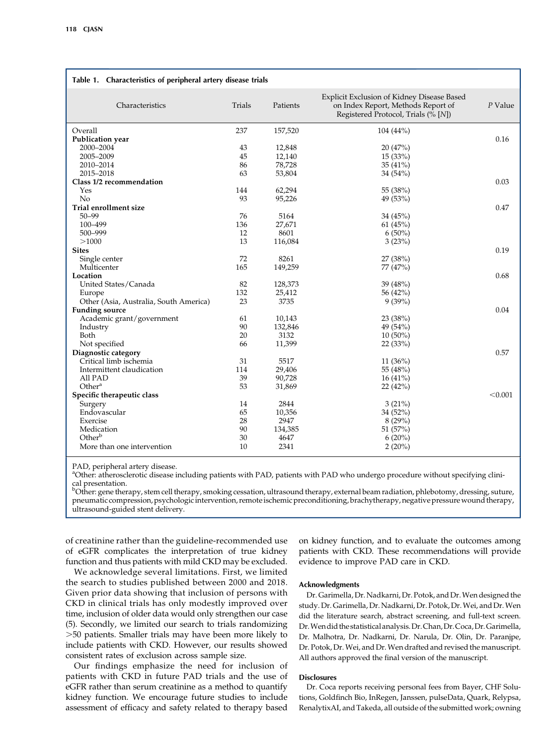**Table 1. Characteristics of peripheral artery disease trials**

| Characteristics | Trials | Patients | Explicit Exclusion of Kidney Disease Based on Index Report, Methods Report of Registered Protocol, Trials (% [N]) | P Value |
|---|---|---|---|---|
| Overall | 237 | 157,520 | 104 (44%) | |
| **Publication year** | | | | 0.16 |
| 2000–2004 | 43 | 12,848 | 20 (47%) | |
| 2005–2009 | 45 | 12,140 | 15 (33%) | |
| 2010–2014 | 86 | 78,728 | 35 (41%) | |
| 2015–2018 | 63 | 53,804 | 34 (54%) | |
| **Class 1/2 recommendation** | | | | 0.03 |
| Yes | 144 | 62,294 | 55 (38%) | |
| No | 93 | 95,226 | 49 (53%) | |
| **Trial enrollment size** | | | | 0.47 |
| 50–99 | 76 | 5164 | 34 (45%) | |
| 100–499 | 136 | 27,671 | 61 (45%) | |
| 500–999 | 12 | 8601 | 6 (50%) | |
| >1000 | 13 | 116,084 | 3 (23%) | |
| **Sites** | | | | 0.19 |
| Single center | 72 | 8261 | 27 (38%) | |
| Multicenter | 165 | 149,259 | 77 (47%) | |
| **Location** | | | | 0.68 |
| United States/Canada | 82 | 128,373 | 39 (48%) | |
| Europe | 132 | 25,412 | 56 (42%) | |
| Other (Asia, Australia, South America) | 23 | 3735 | 9 (39%) | |
| **Funding source** | | | | 0.04 |
| Academic grant/government | 61 | 10,143 | 23 (38%) | |
| Industry | 90 | 132,846 | 49 (54%) | |
| Both | 20 | 3132 | 10 (50%) | |
| Not specified | 66 | 11,399 | 22 (33%) | |
| **Diagnostic category** | | | | 0.57 |
| Critical limb ischemia | 31 | 5517 | 11 (36%) | |
| Intermittent claudication | 114 | 29,406 | 55 (48%) | |
| All PAD | 39 | 90,728 | 16 (41%) | |
| Other[a] | 53 | 31,869 | 22 (42%) | |
| **Specific therapeutic class** | | | | <0.001 |
| Surgery | 14 | 2844 | 3 (21%) | |
| Endovascular | 65 | 10,356 | 34 (52%) | |
| Exercise | 28 | 2947 | 8 (29%) | |
| Medication | 90 | 134,385 | 51 (57%) | |
| Other[b] | 30 | 4647 | 6 (20%) | |
| More than one intervention | 10 | 2341 | 2 (20%) | |

PAD, peripheral artery disease.
[a]Other: atherosclerotic disease including patients with PAD, patients with PAD who undergo procedure without specifying clinical presentation.
[b]Other: gene therapy, stem cell therapy, smoking cessation, ultrasound therapy, external beam radiation, phlebotomy, dressing, suture, pneumatic compression, psychologic intervention, remote ischemic preconditioning, brachytherapy, negative pressure wound therapy, ultrasound-guided stent delivery.

of creatinine rather than the guideline-recommended use of eGFR complicates the interpretation of true kidney function and thus patients with mild CKD may be excluded.

We acknowledge several limitations. First, we limited the search to studies published between 2000 and 2018. Given prior data showing that inclusion of persons with CKD in clinical trials has only modestly improved over time, inclusion of older data would only strengthen our case (5). Secondly, we limited our search to trials randomizing >50 patients. Smaller trials may have been more likely to include patients with CKD. However, our results showed consistent rates of exclusion across sample size.

Our findings emphasize the need for inclusion of patients with CKD in future PAD trials and the use of eGFR rather than serum creatinine as a method to quantify kidney function. We encourage future studies to include assessment of efficacy and safety related to therapy based on kidney function, and to evaluate the outcomes among patients with CKD. These recommendations will provide evidence to improve PAD care in CKD.

## Acknowledgments

Dr. Garimella, Dr. Nadkarni, Dr. Potok, and Dr. Wen designed the study. Dr. Garimella, Dr. Nadkarni, Dr. Potok, Dr. Wei, and Dr. Wen did the literature search, abstract screening, and full-text screen. Dr. Wen did the statistical analysis. Dr. Chan, Dr. Coca, Dr. Garimella, Dr. Malhotra, Dr. Nadkarni, Dr. Narula, Dr. Olin, Dr. Paranjpe, Dr. Potok, Dr. Wei, and Dr. Wen drafted and revised the manuscript. All authors approved the final version of the manuscript.

## Disclosures

Dr. Coca reports receiving personal fees from Bayer, CHF Solutions, Goldfinch Bio, InRegen, Janssen, pulseData, Quark, Relypsa, RenalytixAI, and Takeda, all outside of the submitted work; owning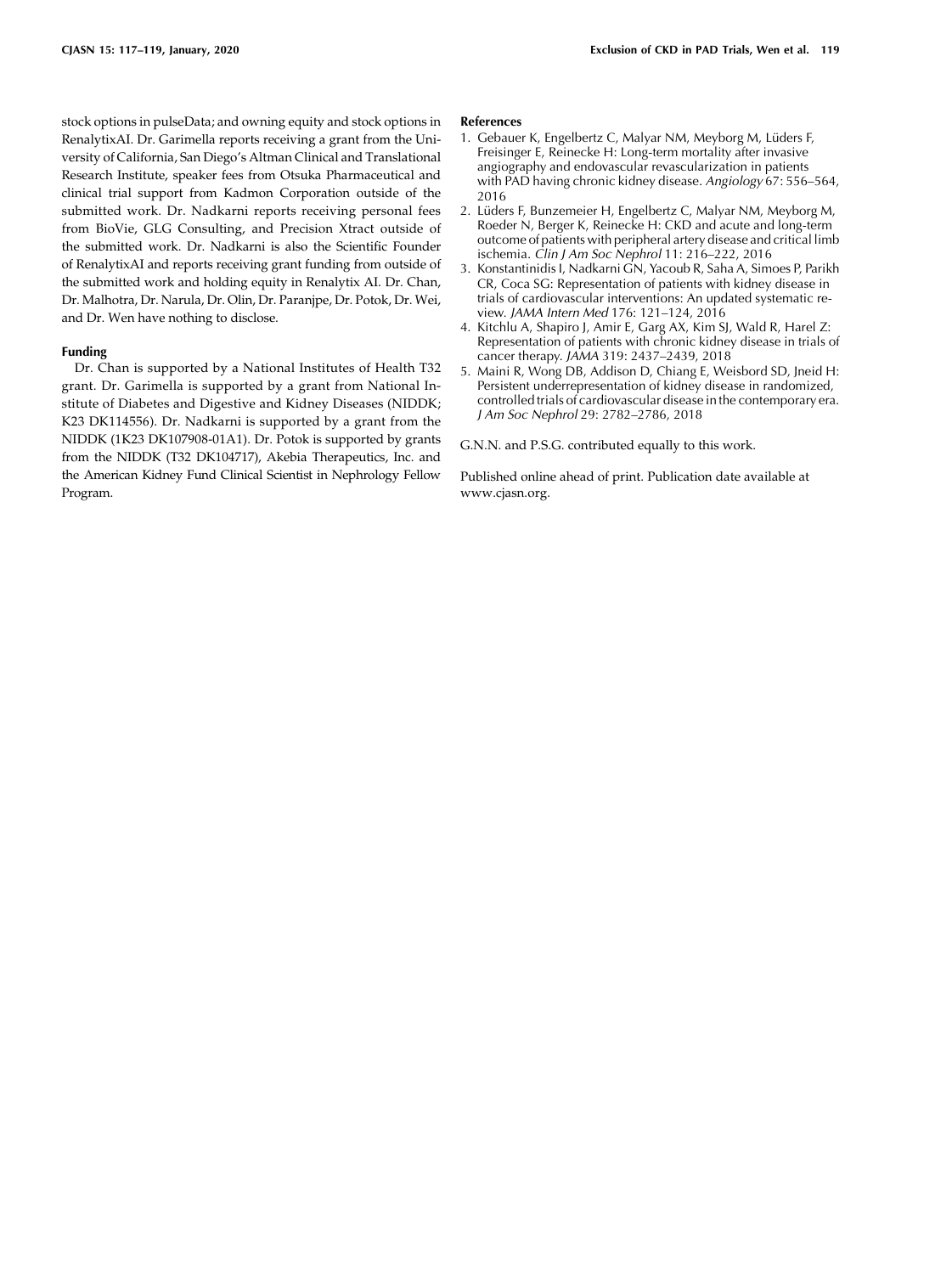stock options in pulseData; and owning equity and stock options in RenalytixAI. Dr. Garimella reports receiving a grant from the University of California, San Diego's Altman Clinical and Translational Research Institute, speaker fees from Otsuka Pharmaceutical and clinical trial support from Kadmon Corporation outside of the submitted work. Dr. Nadkarni reports receiving personal fees from BioVie, GLG Consulting, and Precision Xtract outside of the submitted work. Dr. Nadkarni is also the Scientific Founder of RenalytixAI and reports receiving grant funding from outside of the submitted work and holding equity in Renalytix AI. Dr. Chan, Dr. Malhotra, Dr. Narula, Dr. Olin, Dr. Paranjpe, Dr. Potok, Dr. Wei, and Dr. Wen have nothing to disclose.

#### Funding

Dr. Chan is supported by a National Institutes of Health T32 grant. Dr. Garimella is supported by a grant from National Institute of Diabetes and Digestive and Kidney Diseases (NIDDK; K23 DK114556). Dr. Nadkarni is supported by a grant from the NIDDK (1K23 DK107908-01A1). Dr. Potok is supported by grants from the NIDDK (T32 DK104717), Akebia Therapeutics, Inc. and the American Kidney Fund Clinical Scientist in Nephrology Fellow Program.

#### References

1. Gebauer K, Engelbertz C, Malyar NM, Meyborg M, Lüders F, Freisinger E, Reinecke H: Long-term mortality after invasive angiography and endovascular revascularization in patients with PAD having chronic kidney disease. *Angiology* 67: 556–564, 2016
2. Lüders F, Bunzemeier H, Engelbertz C, Malyar NM, Meyborg M, Roeder N, Berger K, Reinecke H: CKD and acute and long-term outcome of patients with peripheral artery disease and critical limb ischemia. *Clin J Am Soc Nephrol* 11: 216–222, 2016
3. Konstantinidis I, Nadkarni GN, Yacoub R, Saha A, Simoes P, Parikh CR, Coca SG: Representation of patients with kidney disease in trials of cardiovascular interventions: An updated systematic review. *JAMA Intern Med* 176: 121–124, 2016
4. Kitchlu A, Shapiro J, Amir E, Garg AX, Kim SJ, Wald R, Harel Z: Representation of patients with chronic kidney disease in trials of cancer therapy. *JAMA* 319: 2437–2439, 2018
5. Maini R, Wong DB, Addison D, Chiang E, Weisbord SD, Jneid H: Persistent underrepresentation of kidney disease in randomized, controlled trials of cardiovascular disease in the contemporary era. *J Am Soc Nephrol* 29: 2782–2786, 2018

G.N.N. and P.S.G. contributed equally to this work.

Published online ahead of print. Publication date available at www.cjasn.org.